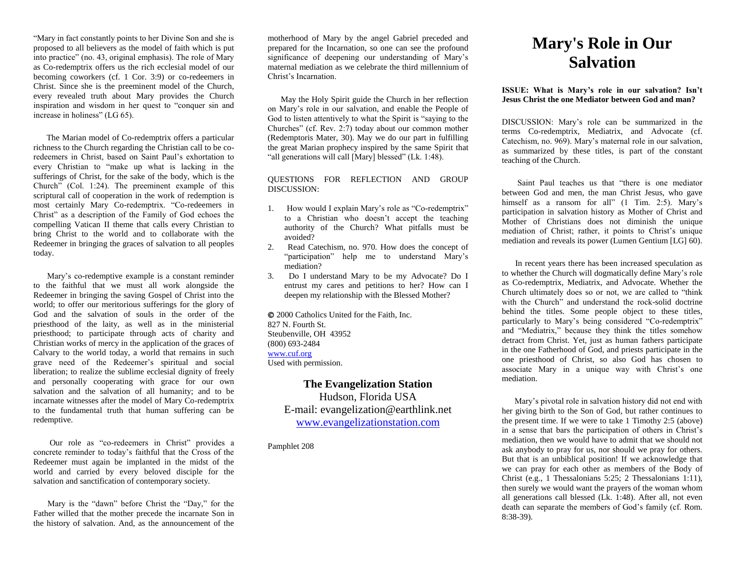"Mary in fact constantly points to her Divine Son and she is proposed to all believers as the model of faith which is put into practice" (no. 43, original emphasis). The role of Mary as Co-redemptrix offers us the rich ecclesial model of our becoming coworkers (cf. 1 Cor. 3:9) or co-redeemers in Christ. Since she is the preeminent model of the Church, every revealed truth about Mary provides the Church inspiration and wisdom in her quest to "conquer sin and increase in holiness" (LG 65).

The Marian model of Co-redemptrix offers a particular richness to the Church regarding the Christian call to be co-redeemers in Christ, based on Saint Paul's exhortation to every Christian to "make up what is lacking in the sufferings of Christ, for the sake of the body, which is the Church" (Col. 1:24). The preeminent example of this scriptural call of cooperation in the work of redemption is most certainly Mary Co-redemptrix. "Co-redeemers in Christ" as a description of the Family of God echoes the compelling Vatican II theme that calls every Christian to bring Christ to the world and to collaborate with the Redeemer in bringing the graces of salvation to all peoples today.

Mary's co-redemptive example is a constant reminder to the faithful that we must all work alongside the Redeemer in bringing the saving Gospel of Christ into the world; to offer our meritorious sufferings for the glory of God and the salvation of souls in the order of the priesthood of the laity, as well as in the ministerial priesthood; to participate through acts of charity and Christian works of mercy in the application of the graces of Calvary to the world today, a world that remains in such grave need of the Redeemer's spiritual and social liberation; to realize the sublime ecclesial dignity of freely and personally cooperating with grace for our own salvation and the salvation of all humanity; and to be incarnate witnesses after the model of Mary Co-redemptrix to the fundamental truth that human suffering can be redemptive.

Our role as "co-redeemers in Christ" provides a concrete reminder to today's faithful that the Cross of the Redeemer must again be implanted in the midst of the world and carried by every beloved disciple for the salvation and sanctification of contemporary society.

Mary is the "dawn" before Christ the "Day," for the Father willed that the mother precede the incarnate Son in the history of salvation. And, as the announcement of the motherhood of Mary by the angel Gabriel preceded and prepared for the Incarnation, so one can see the profound significance of deepening our understanding of Mary's maternal mediation as we celebrate the third millennium of Christ's Incarnation.

May the Holy Spirit guide the Church in her reflection on Mary's role in our salvation, and enable the People of God to listen attentively to what the Spirit is "saying to the Churches" (cf. Rev. 2:7) today about our common mother (Redemptoris Mater, 30). May we do our part in fulfilling the great Marian prophecy inspired by the same Spirit that "all generations will call [Mary] blessed" (Lk. 1:48).

QUESTIONS FOR REFLECTION AND GROUP DISCUSSION:

1. How would I explain Mary's role as "Co-redemptrix" to a Christian who doesn't accept the teaching authority of the Church? What pitfalls must be avoided?
2. Read Catechism, no. 970. How does the concept of "participation" help me to understand Mary's mediation?
3. Do I understand Mary to be my Advocate? Do I entrust my cares and petitions to her? How can I deepen my relationship with the Blessed Mother?

© 2000 Catholics United for the Faith, Inc.
827 N. Fourth St.
Steubenville, OH 43952
(800) 693-2484
www.cuf.org
Used with permission.

**The Evangelization Station**
Hudson, Florida USA
E-mail: evangelization@earthlink.net
www.evangelizationstation.com

Pamphlet 208

# Mary's Role in Our Salvation

**ISSUE: What is Mary's role in our salvation? Isn't Jesus Christ the one Mediator between God and man?**

DISCUSSION: Mary's role can be summarized in the terms Co-redemptrix, Mediatrix, and Advocate (cf. Catechism, no. 969). Mary's maternal role in our salvation, as summarized by these titles, is part of the constant teaching of the Church.

Saint Paul teaches us that "there is one mediator between God and men, the man Christ Jesus, who gave himself as a ransom for all" (1 Tim. 2:5). Mary's participation in salvation history as Mother of Christ and Mother of Christians does not diminish the unique mediation of Christ; rather, it points to Christ's unique mediation and reveals its power (Lumen Gentium [LG] 60).

In recent years there has been increased speculation as to whether the Church will dogmatically define Mary's role as Co-redemptrix, Mediatrix, and Advocate. Whether the Church ultimately does so or not, we are called to "think with the Church" and understand the rock-solid doctrine behind the titles. Some people object to these titles, particularly to Mary's being considered "Co-redemptrix" and "Mediatrix," because they think the titles somehow detract from Christ. Yet, just as human fathers participate in the one Fatherhood of God, and priests participate in the one priesthood of Christ, so also God has chosen to associate Mary in a unique way with Christ's one mediation.

Mary's pivotal role in salvation history did not end with her giving birth to the Son of God, but rather continues to the present time. If we were to take 1 Timothy 2:5 (above) in a sense that bars the participation of others in Christ's mediation, then we would have to admit that we should not ask anybody to pray for us, nor should we pray for others. But that is an unbiblical position! If we acknowledge that we can pray for each other as members of the Body of Christ (e.g., 1 Thessalonians 5:25; 2 Thessalonians 1:11), then surely we would want the prayers of the woman whom all generations call blessed (Lk. 1:48). After all, not even death can separate the members of God's family (cf. Rom. 8:38-39).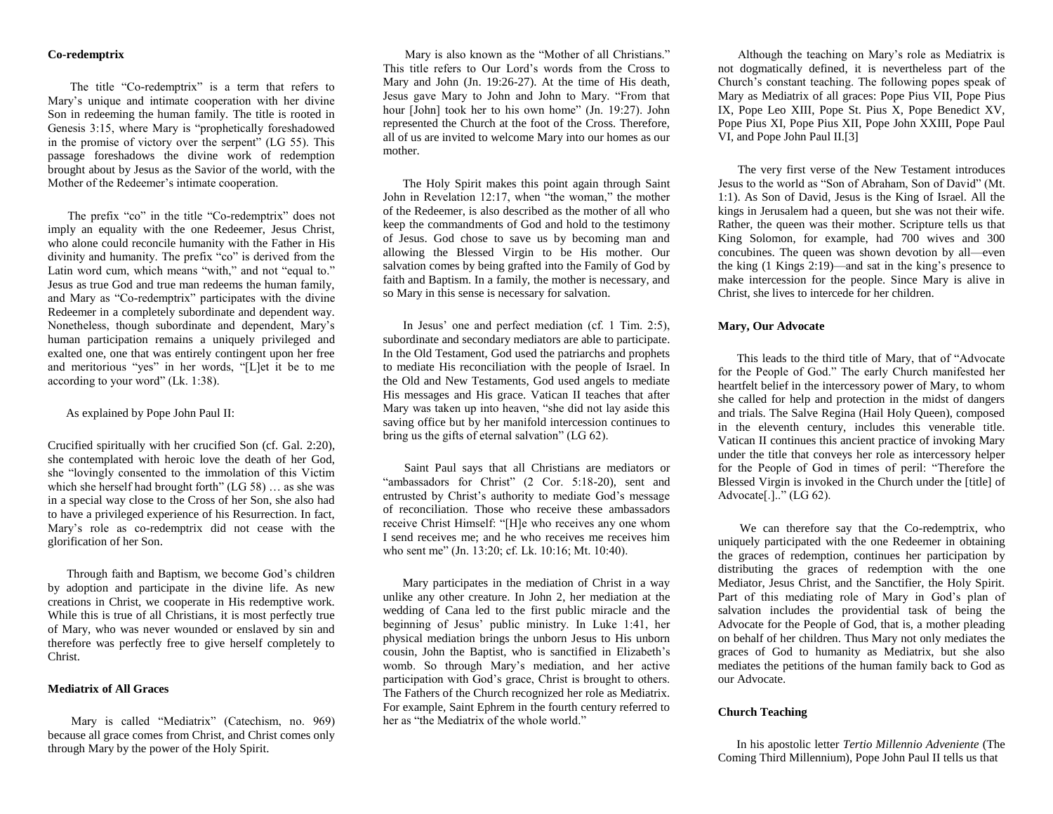**Co-redemptrix**

The title "Co-redemptrix" is a term that refers to Mary's unique and intimate cooperation with her divine Son in redeeming the human family. The title is rooted in Genesis 3:15, where Mary is "prophetically foreshadowed in the promise of victory over the serpent" (LG 55). This passage foreshadows the divine work of redemption brought about by Jesus as the Savior of the world, with the Mother of the Redeemer's intimate cooperation.

The prefix "co" in the title "Co-redemptrix" does not imply an equality with the one Redeemer, Jesus Christ, who alone could reconcile humanity with the Father in His divinity and humanity. The prefix "co" is derived from the Latin word cum, which means "with," and not "equal to." Jesus as true God and true man redeems the human family, and Mary as "Co-redemptrix" participates with the divine Redeemer in a completely subordinate and dependent way. Nonetheless, though subordinate and dependent, Mary's human participation remains a uniquely privileged and exalted one, one that was entirely contingent upon her free and meritorious "yes" in her words, "[L]et it be to me according to your word" (Lk. 1:38).

As explained by Pope John Paul II:

Crucified spiritually with her crucified Son (cf. Gal. 2:20), she contemplated with heroic love the death of her God, she "lovingly consented to the immolation of this Victim which she herself had brought forth" (LG 58) … as she was in a special way close to the Cross of her Son, she also had to have a privileged experience of his Resurrection. In fact, Mary's role as co-redemptrix did not cease with the glorification of her Son.

Through faith and Baptism, we become God's children by adoption and participate in the divine life. As new creations in Christ, we cooperate in His redemptive work. While this is true of all Christians, it is most perfectly true of Mary, who was never wounded or enslaved by sin and therefore was perfectly free to give herself completely to Christ.

**Mediatrix of All Graces**

Mary is called "Mediatrix" (Catechism, no. 969) because all grace comes from Christ, and Christ comes only through Mary by the power of the Holy Spirit.

Mary is also known as the "Mother of all Christians." This title refers to Our Lord's words from the Cross to Mary and John (Jn. 19:26-27). At the time of His death, Jesus gave Mary to John and John to Mary. "From that hour [John] took her to his own home" (Jn. 19:27). John represented the Church at the foot of the Cross. Therefore, all of us are invited to welcome Mary into our homes as our mother.

The Holy Spirit makes this point again through Saint John in Revelation 12:17, when "the woman," the mother of the Redeemer, is also described as the mother of all who keep the commandments of God and hold to the testimony of Jesus. God chose to save us by becoming man and allowing the Blessed Virgin to be His mother. Our salvation comes by being grafted into the Family of God by faith and Baptism. In a family, the mother is necessary, and so Mary in this sense is necessary for salvation.

In Jesus' one and perfect mediation (cf. 1 Tim. 2:5), subordinate and secondary mediators are able to participate. In the Old Testament, God used the patriarchs and prophets to mediate His reconciliation with the people of Israel. In the Old and New Testaments, God used angels to mediate His messages and His grace. Vatican II teaches that after Mary was taken up into heaven, "she did not lay aside this saving office but by her manifold intercession continues to bring us the gifts of eternal salvation" (LG 62).

Saint Paul says that all Christians are mediators or "ambassadors for Christ" (2 Cor. 5:18-20), sent and entrusted by Christ's authority to mediate God's message of reconciliation. Those who receive these ambassadors receive Christ Himself: "[H]e who receives any one whom I send receives me; and he who receives me receives him who sent me" (Jn. 13:20; cf. Lk. 10:16; Mt. 10:40).

Mary participates in the mediation of Christ in a way unlike any other creature. In John 2, her mediation at the wedding of Cana led to the first public miracle and the beginning of Jesus' public ministry. In Luke 1:41, her physical mediation brings the unborn Jesus to His unborn cousin, John the Baptist, who is sanctified in Elizabeth's womb. So through Mary's mediation, and her active participation with God's grace, Christ is brought to others. The Fathers of the Church recognized her role as Mediatrix. For example, Saint Ephrem in the fourth century referred to her as "the Mediatrix of the whole world."

Although the teaching on Mary's role as Mediatrix is not dogmatically defined, it is nevertheless part of the Church's constant teaching. The following popes speak of Mary as Mediatrix of all graces: Pope Pius VII, Pope Pius IX, Pope Leo XIII, Pope St. Pius X, Pope Benedict XV, Pope Pius XI, Pope Pius XII, Pope John XXIII, Pope Paul VI, and Pope John Paul II.[3]

The very first verse of the New Testament introduces Jesus to the world as "Son of Abraham, Son of David" (Mt. 1:1). As Son of David, Jesus is the King of Israel. All the kings in Jerusalem had a queen, but she was not their wife. Rather, the queen was their mother. Scripture tells us that King Solomon, for example, had 700 wives and 300 concubines. The queen was shown devotion by all—even the king (1 Kings 2:19)—and sat in the king's presence to make intercession for the people. Since Mary is alive in Christ, she lives to intercede for her children.

**Mary, Our Advocate**

This leads to the third title of Mary, that of "Advocate for the People of God." The early Church manifested her heartfelt belief in the intercessory power of Mary, to whom she called for help and protection in the midst of dangers and trials. The Salve Regina (Hail Holy Queen), composed in the eleventh century, includes this venerable title. Vatican II continues this ancient practice of invoking Mary under the title that conveys her role as intercessory helper for the People of God in times of peril: "Therefore the Blessed Virgin is invoked in the Church under the [title] of Advocate[.].." (LG 62).

We can therefore say that the Co-redemptrix, who uniquely participated with the one Redeemer in obtaining the graces of redemption, continues her participation by distributing the graces of redemption with the one Mediator, Jesus Christ, and the Sanctifier, the Holy Spirit. Part of this mediating role of Mary in God's plan of salvation includes the providential task of being the Advocate for the People of God, that is, a mother pleading on behalf of her children. Thus Mary not only mediates the graces of God to humanity as Mediatrix, but she also mediates the petitions of the human family back to God as our Advocate.

**Church Teaching**

In his apostolic letter *Tertio Millennio Adveniente* (The Coming Third Millennium), Pope John Paul II tells us that